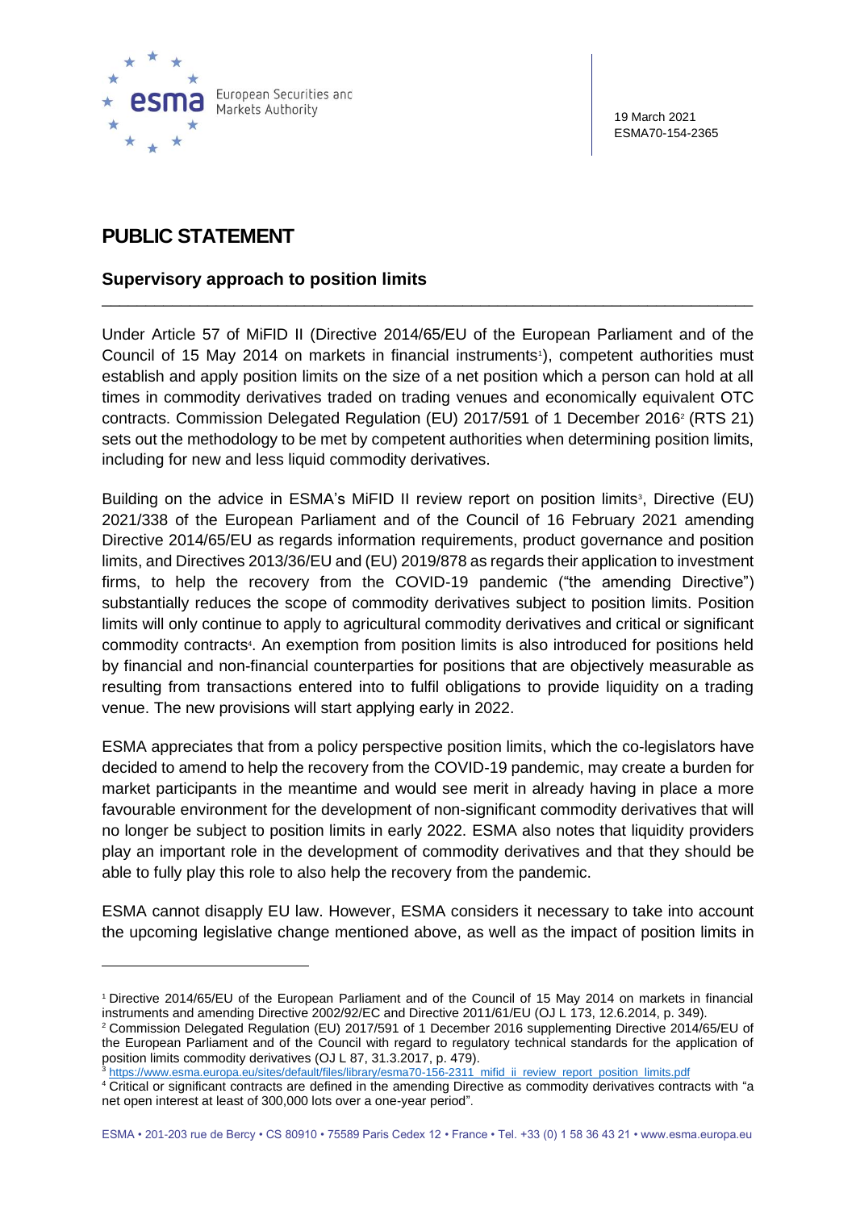19 March 2021
ESMA70-154-2365

# PUBLIC STATEMENT

## Supervisory approach to position limits

Under Article 57 of MiFID II (Directive 2014/65/EU of the European Parliament and of the Council of 15 May 2014 on markets in financial instruments[1]), competent authorities must establish and apply position limits on the size of a net position which a person can hold at all times in commodity derivatives traded on trading venues and economically equivalent OTC contracts. Commission Delegated Regulation (EU) 2017/591 of 1 December 2016[2] (RTS 21) sets out the methodology to be met by competent authorities when determining position limits, including for new and less liquid commodity derivatives.

Building on the advice in ESMA's MiFID II review report on position limits[3], Directive (EU) 2021/338 of the European Parliament and of the Council of 16 February 2021 amending Directive 2014/65/EU as regards information requirements, product governance and position limits, and Directives 2013/36/EU and (EU) 2019/878 as regards their application to investment firms, to help the recovery from the COVID-19 pandemic ("the amending Directive") substantially reduces the scope of commodity derivatives subject to position limits. Position limits will only continue to apply to agricultural commodity derivatives and critical or significant commodity contracts[4]. An exemption from position limits is also introduced for positions held by financial and non-financial counterparties for positions that are objectively measurable as resulting from transactions entered into to fulfil obligations to provide liquidity on a trading venue. The new provisions will start applying early in 2022.

ESMA appreciates that from a policy perspective position limits, which the co-legislators have decided to amend to help the recovery from the COVID-19 pandemic, may create a burden for market participants in the meantime and would see merit in already having in place a more favourable environment for the development of non-significant commodity derivatives that will no longer be subject to position limits in early 2022. ESMA also notes that liquidity providers play an important role in the development of commodity derivatives and that they should be able to fully play this role to also help the recovery from the pandemic.

ESMA cannot disapply EU law. However, ESMA considers it necessary to take into account the upcoming legislative change mentioned above, as well as the impact of position limits in

---

[1] Directive 2014/65/EU of the European Parliament and of the Council of 15 May 2014 on markets in financial instruments and amending Directive 2002/92/EC and Directive 2011/61/EU (OJ L 173, 12.6.2014, p. 349).

[2] Commission Delegated Regulation (EU) 2017/591 of 1 December 2016 supplementing Directive 2014/65/EU of the European Parliament and of the Council with regard to regulatory technical standards for the application of position limits commodity derivatives (OJ L 87, 31.3.2017, p. 479).

[3] https://www.esma.europa.eu/sites/default/files/library/esma70-156-2311_mifid_ii_review_report_position_limits.pdf

[4] Critical or significant contracts are defined in the amending Directive as commodity derivatives contracts with "a net open interest at least of 300,000 lots over a one-year period".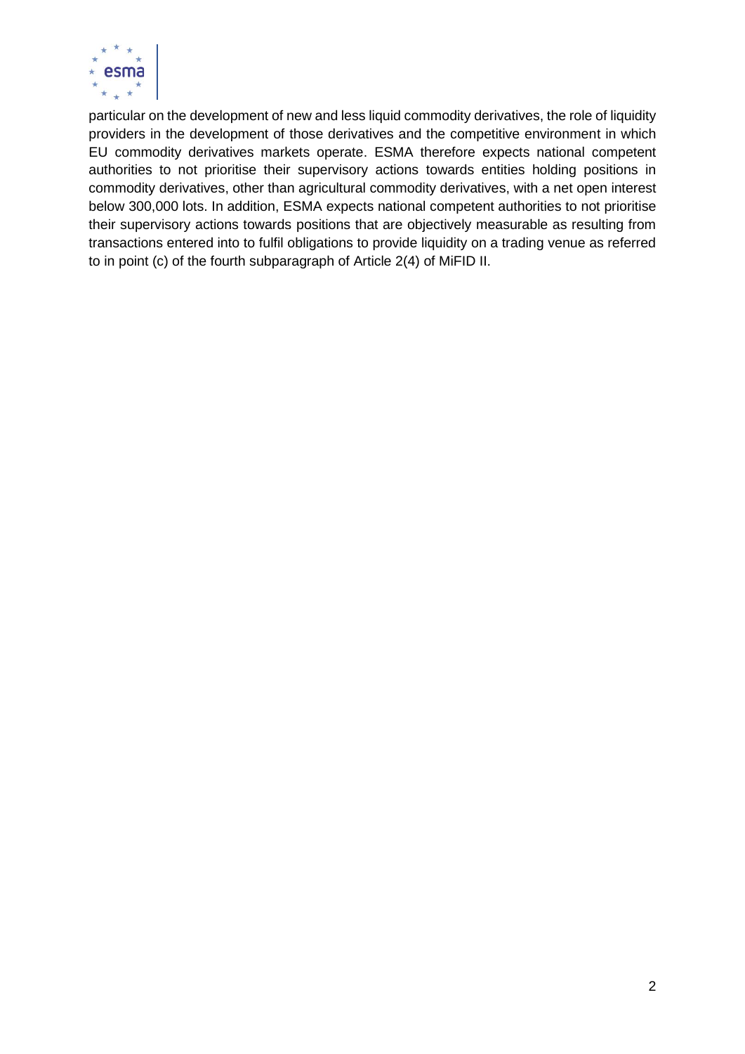particular on the development of new and less liquid commodity derivatives, the role of liquidity providers in the development of those derivatives and the competitive environment in which EU commodity derivatives markets operate. ESMA therefore expects national competent authorities to not prioritise their supervisory actions towards entities holding positions in commodity derivatives, other than agricultural commodity derivatives, with a net open interest below 300,000 lots. In addition, ESMA expects national competent authorities to not prioritise their supervisory actions towards positions that are objectively measurable as resulting from transactions entered into to fulfil obligations to provide liquidity on a trading venue as referred to in point (c) of the fourth subparagraph of Article 2(4) of MiFID II.